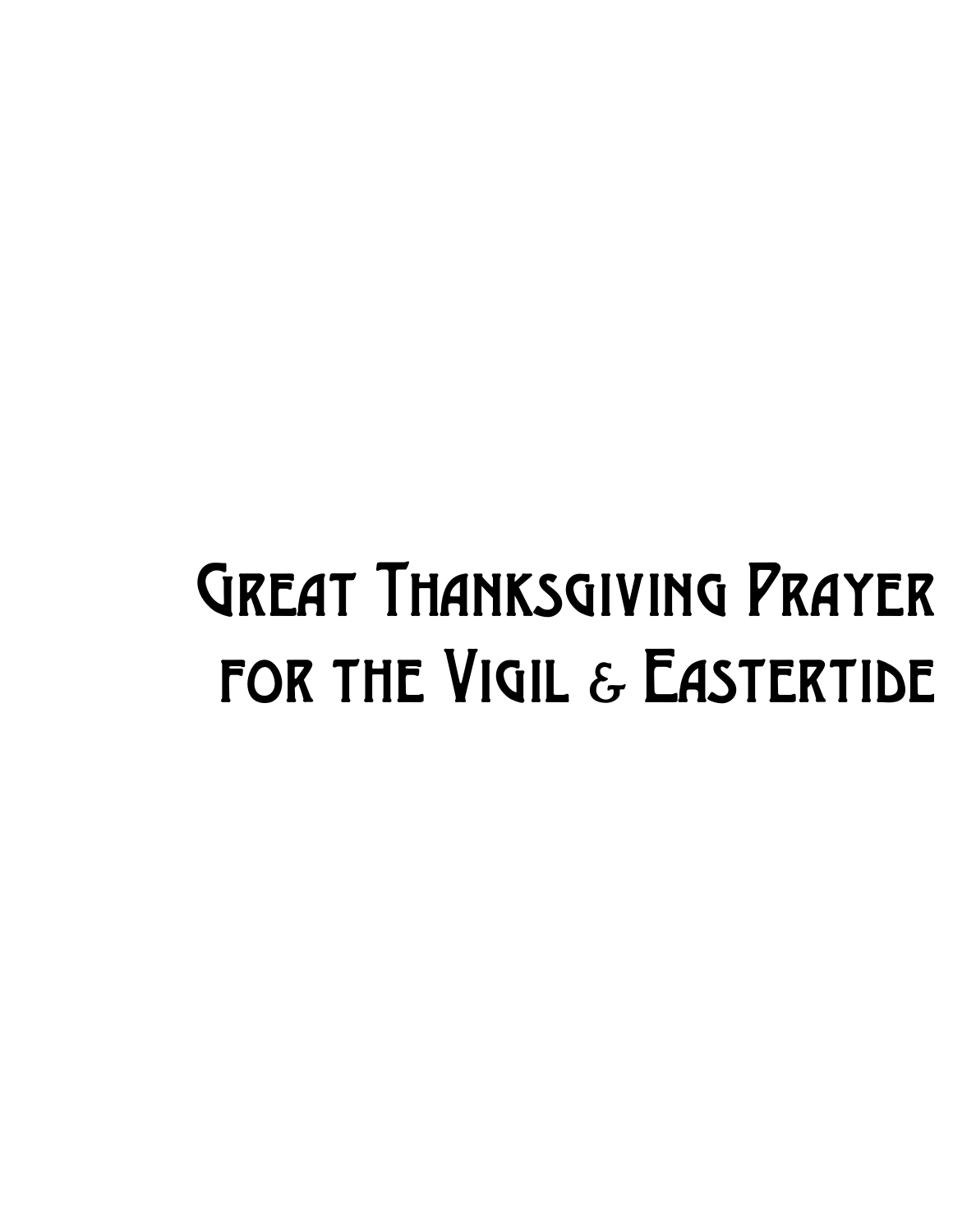# Great Thanksgiving Prayer for the Vigil & Eastertide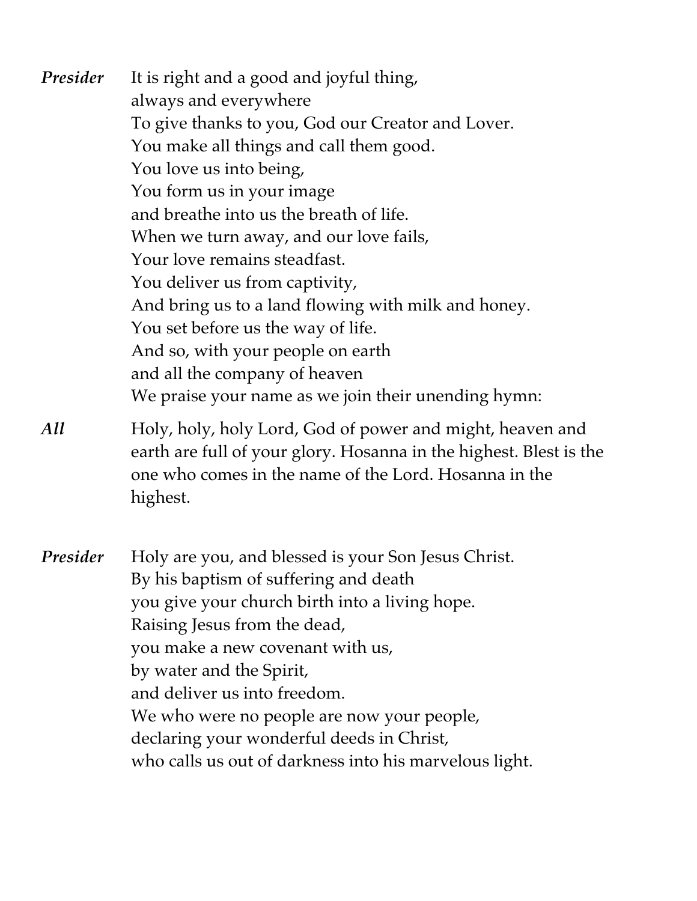***Presider*** It is right and a good and joyful thing,
always and everywhere
To give thanks to you, God our Creator and Lover.
You make all things and call them good.
You love us into being,
You form us in your image
and breathe into us the breath of life.
When we turn away, and our love fails,
Your love remains steadfast.
You deliver us from captivity,
And bring us to a land flowing with milk and honey.
You set before us the way of life.
And so, with your people on earth
and all the company of heaven
We praise your name as we join their unending hymn:

***All*** Holy, holy, holy Lord, God of power and might, heaven and earth are full of your glory. Hosanna in the highest. Blest is the one who comes in the name of the Lord. Hosanna in the highest.

***Presider*** Holy are you, and blessed is your Son Jesus Christ.
By his baptism of suffering and death
you give your church birth into a living hope.
Raising Jesus from the dead,
you make a new covenant with us,
by water and the Spirit,
and deliver us into freedom.
We who were no people are now your people,
declaring your wonderful deeds in Christ,
who calls us out of darkness into his marvelous light.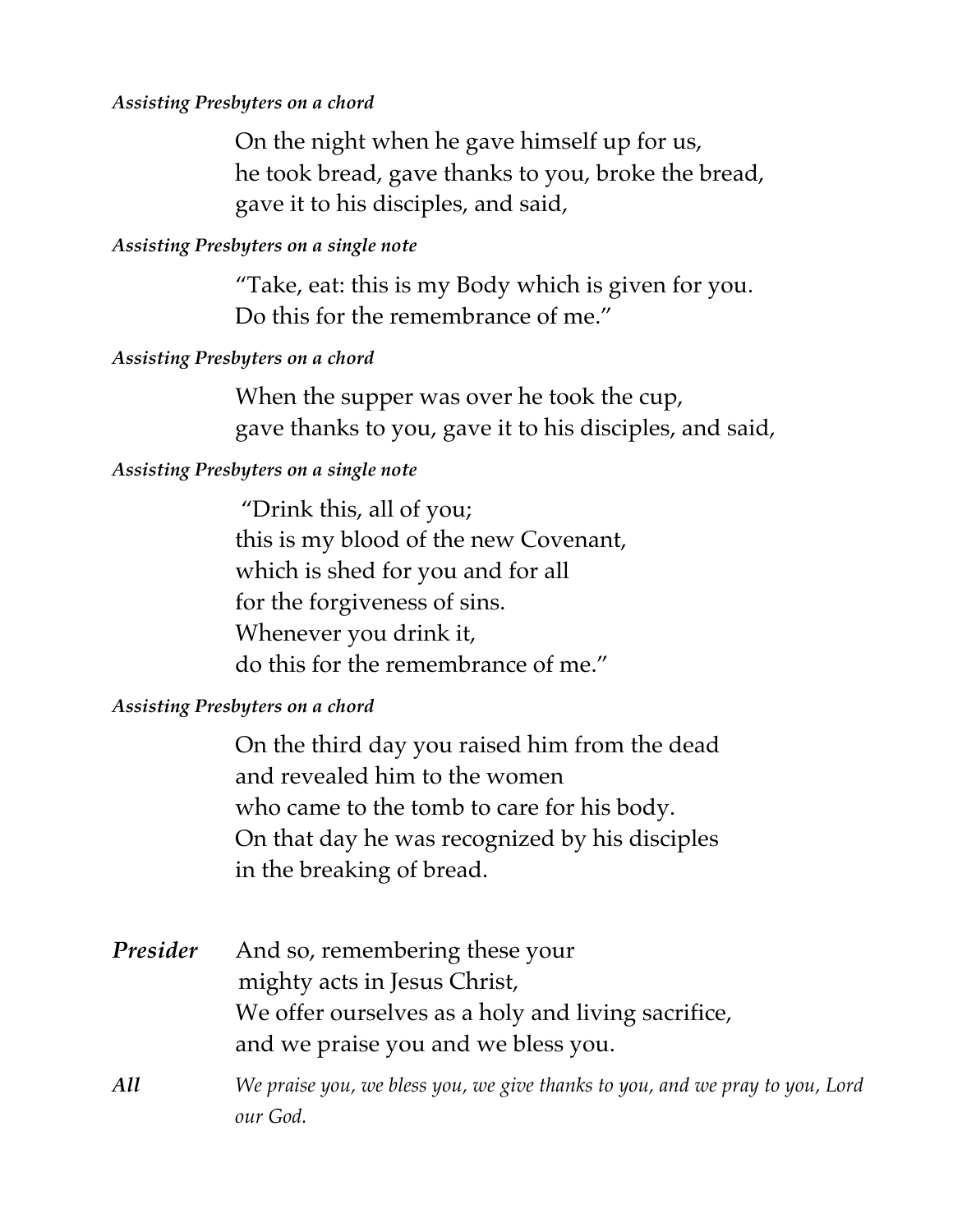*Assisting Presbyters on a chord*

On the night when he gave himself up for us,
he took bread, gave thanks to you, broke the bread,
gave it to his disciples, and said,

*Assisting Presbyters on a single note*

"Take, eat: this is my Body which is given for you.
Do this for the remembrance of me."

*Assisting Presbyters on a chord*

When the supper was over he took the cup,
gave thanks to you, gave it to his disciples, and said,

*Assisting Presbyters on a single note*

"Drink this, all of you;
this is my blood of the new Covenant,
which is shed for you and for all
for the forgiveness of sins.
Whenever you drink it,
do this for the remembrance of me."

*Assisting Presbyters on a chord*

On the third day you raised him from the dead
and revealed him to the women
who came to the tomb to care for his body.
On that day he was recognized by his disciples
in the breaking of bread.

***Presider*** And so, remembering these your
mighty acts in Jesus Christ,
We offer ourselves as a holy and living sacrifice,
and we praise you and we bless you.

***All*** *We praise you, we bless you, we give thanks to you, and we pray to you, Lord our God.*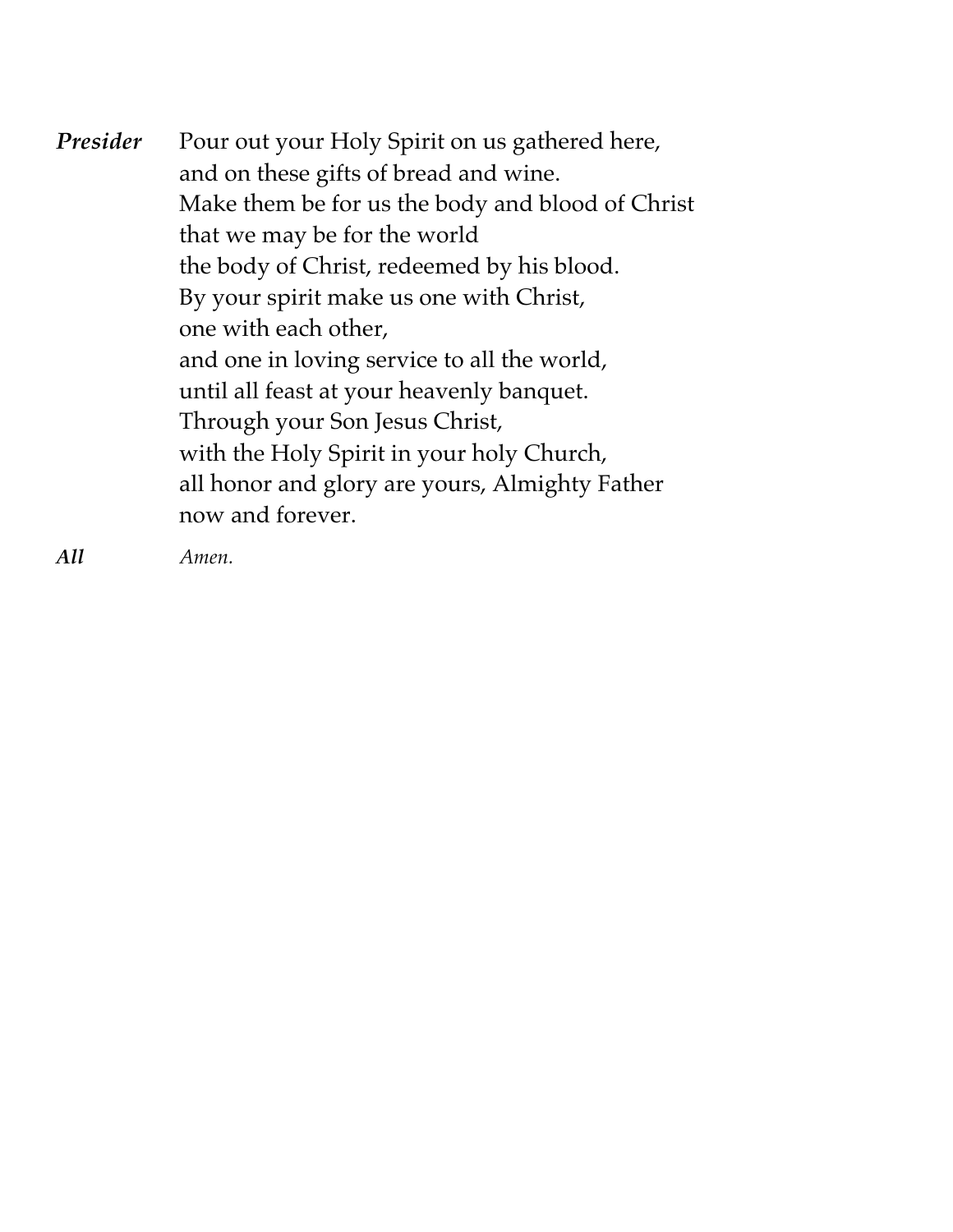***Presider*** Pour out your Holy Spirit on us gathered here,
and on these gifts of bread and wine.
Make them be for us the body and blood of Christ
that we may be for the world
the body of Christ, redeemed by his blood.
By your spirit make us one with Christ,
one with each other,
and one in loving service to all the world,
until all feast at your heavenly banquet.
Through your Son Jesus Christ,
with the Holy Spirit in your holy Church,
all honor and glory are yours, Almighty Father
now and forever.

***All*** *Amen.*